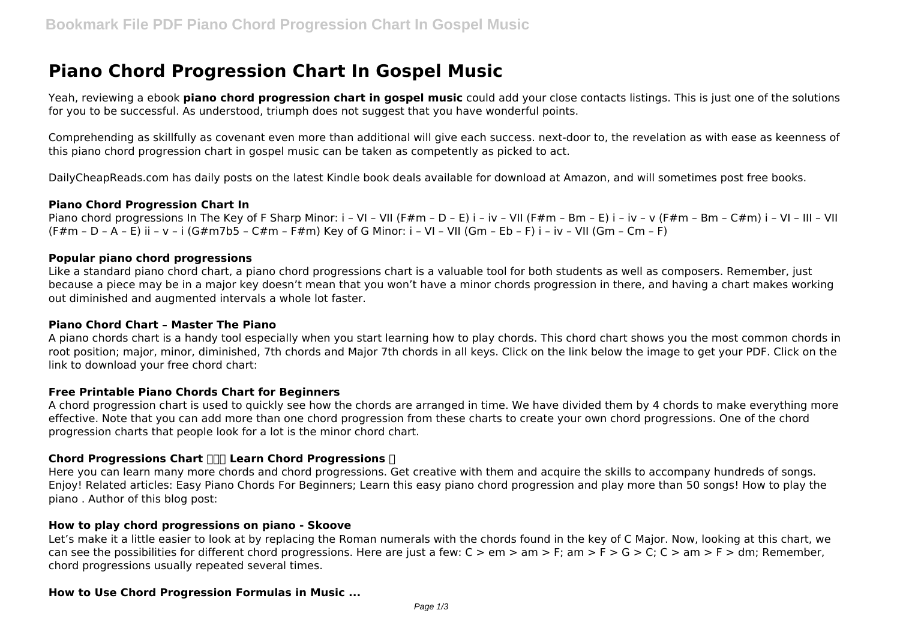# Piano Chord Progression Chart In Gospel Music

Yeah, reviewing a ebook **piano chord progression chart in gospel music** could add your close contacts listings. This is just one of the solutions for you to be successful. As understood, triumph does not suggest that you have wonderful points.

Comprehending as skillfully as covenant even more than additional will give each success. next-door to, the revelation as with ease as keenness of this piano chord progression chart in gospel music can be taken as competently as picked to act.

DailyCheapReads.com has daily posts on the latest Kindle book deals available for download at Amazon, and will sometimes post free books.

### Piano Chord Progression Chart In

Piano chord progressions In The Key of F Sharp Minor: i – VI – VII (F#m – D – E) i – iv – VII (F#m – Bm – E) i – iv – v (F#m – Bm – C#m) i – VI – III – VII (F#m – D – A – E) ii – v – i (G#m7b5 – C#m – F#m) Key of G Minor: i – VI – VII (Gm – Eb – F) i – iv – VII (Gm – Cm – F)

### Popular piano chord progressions

Like a standard piano chord chart, a piano chord progressions chart is a valuable tool for both students as well as composers. Remember, just because a piece may be in a major key doesn't mean that you won't have a minor chords progression in there, and having a chart makes working out diminished and augmented intervals a whole lot faster.

### Piano Chord Chart – Master The Piano

A piano chords chart is a handy tool especially when you start learning how to play chords. This chord chart shows you the most common chords in root position; major, minor, diminished, 7th chords and Major 7th chords in all keys. Click on the link below the image to get your PDF. Click on the link to download your free chord chart:

### Free Printable Piano Chords Chart for Beginners

A chord progression chart is used to quickly see how the chords are arranged in time. We have divided them by 4 chords to make everything more effective. Note that you can add more than one chord progression from these charts to create your own chord progressions. One of the chord progression charts that people look for a lot is the minor chord chart.

### Chord Progressions Chart ▯▯▯ Learn Chord Progressions ▯

Here you can learn many more chords and chord progressions. Get creative with them and acquire the skills to accompany hundreds of songs. Enjoy! Related articles: Easy Piano Chords For Beginners; Learn this easy piano chord progression and play more than 50 songs! How to play the piano . Author of this blog post:

### How to play chord progressions on piano - Skoove

Let's make it a little easier to look at by replacing the Roman numerals with the chords found in the key of C Major. Now, looking at this chart, we can see the possibilities for different chord progressions. Here are just a few: C > em > am > F; am > F > G > C; C > am > F > dm; Remember, chord progressions usually repeated several times.

### How to Use Chord Progression Formulas in Music ...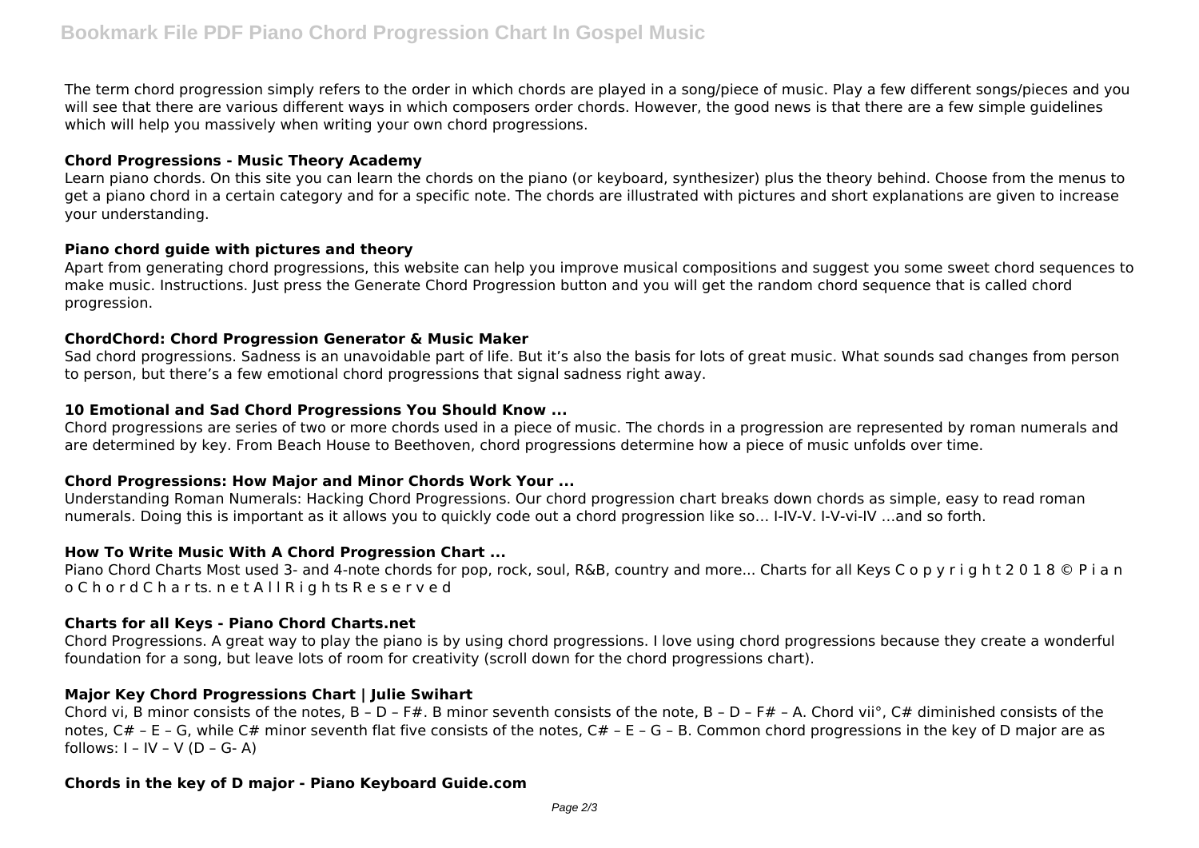The term chord progression simply refers to the order in which chords are played in a song/piece of music. Play a few different songs/pieces and you will see that there are various different ways in which composers order chords. However, the good news is that there are a few simple guidelines which will help you massively when writing your own chord progressions.

**Chord Progressions - Music Theory Academy**

Learn piano chords. On this site you can learn the chords on the piano (or keyboard, synthesizer) plus the theory behind. Choose from the menus to get a piano chord in a certain category and for a specific note. The chords are illustrated with pictures and short explanations are given to increase your understanding.

**Piano chord guide with pictures and theory**

Apart from generating chord progressions, this website can help you improve musical compositions and suggest you some sweet chord sequences to make music. Instructions. Just press the Generate Chord Progression button and you will get the random chord sequence that is called chord progression.

**ChordChord: Chord Progression Generator & Music Maker**

Sad chord progressions. Sadness is an unavoidable part of life. But it's also the basis for lots of great music. What sounds sad changes from person to person, but there's a few emotional chord progressions that signal sadness right away.

**10 Emotional and Sad Chord Progressions You Should Know ...**

Chord progressions are series of two or more chords used in a piece of music. The chords in a progression are represented by roman numerals and are determined by key. From Beach House to Beethoven, chord progressions determine how a piece of music unfolds over time.

**Chord Progressions: How Major and Minor Chords Work Your ...**

Understanding Roman Numerals: Hacking Chord Progressions. Our chord progression chart breaks down chords as simple, easy to read roman numerals. Doing this is important as it allows you to quickly code out a chord progression like so… I-IV-V. I-V-vi-IV …and so forth.

**How To Write Music With A Chord Progression Chart ...**

Piano Chord Charts Most used 3- and 4-note chords for pop, rock, soul, R&B, country and more... Charts for all Keys C o p y r i g h t 2 0 1 8 © P i a n o C h o r d C h a r ts. n e t A l l R i g h ts R e s e r v e d

**Charts for all Keys - Piano Chord Charts.net**

Chord Progressions. A great way to play the piano is by using chord progressions. I love using chord progressions because they create a wonderful foundation for a song, but leave lots of room for creativity (scroll down for the chord progressions chart).

**Major Key Chord Progressions Chart | Julie Swihart**

Chord vi, B minor consists of the notes, B – D – F#. B minor seventh consists of the note, B – D – F# – A. Chord vii°, C# diminished consists of the notes, C# – E – G, while C# minor seventh flat five consists of the notes, C# – E – G – B. Common chord progressions in the key of D major are as follows: I – IV – V (D – G- A)

**Chords in the key of D major - Piano Keyboard Guide.com**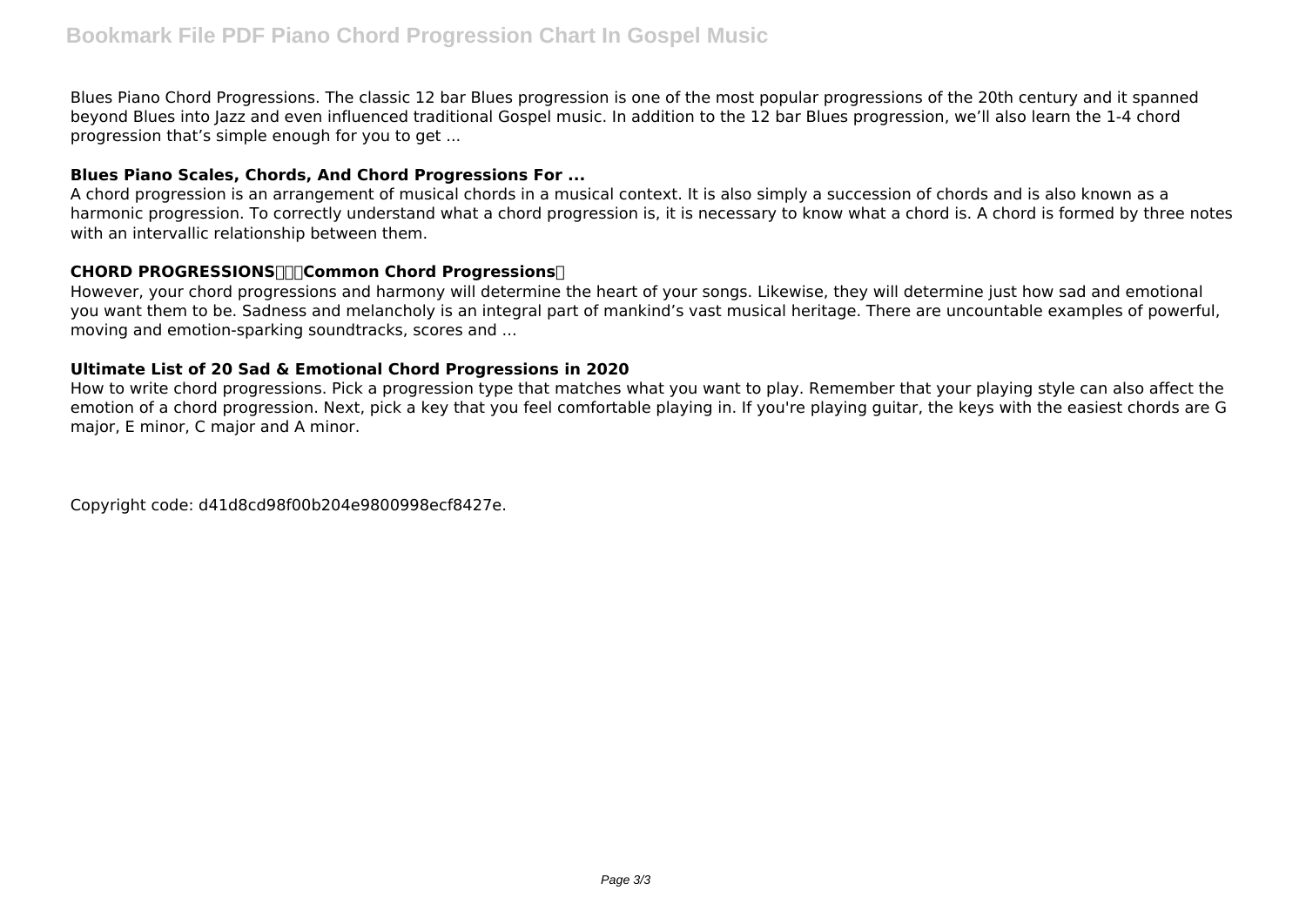Blues Piano Chord Progressions. The classic 12 bar Blues progression is one of the most popular progressions of the 20th century and it spanned beyond Blues into Jazz and even influenced traditional Gospel music. In addition to the 12 bar Blues progression, we'll also learn the 1-4 chord progression that's simple enough for you to get ...

### Blues Piano Scales, Chords, And Chord Progressions For ...

A chord progression is an arrangement of musical chords in a musical context. It is also simply a succession of chords and is also known as a harmonic progression. To correctly understand what a chord progression is, it is necessary to know what a chord is. A chord is formed by three notes with an intervallic relationship between them.

### CHORD PROGRESSIONS□□□Common Chord Progressions□

However, your chord progressions and harmony will determine the heart of your songs. Likewise, they will determine just how sad and emotional you want them to be. Sadness and melancholy is an integral part of mankind's vast musical heritage. There are uncountable examples of powerful, moving and emotion-sparking soundtracks, scores and ...

### Ultimate List of 20 Sad & Emotional Chord Progressions in 2020

How to write chord progressions. Pick a progression type that matches what you want to play. Remember that your playing style can also affect the emotion of a chord progression. Next, pick a key that you feel comfortable playing in. If you're playing guitar, the keys with the easiest chords are G major, E minor, C major and A minor.

Copyright code: d41d8cd98f00b204e9800998ecf8427e.